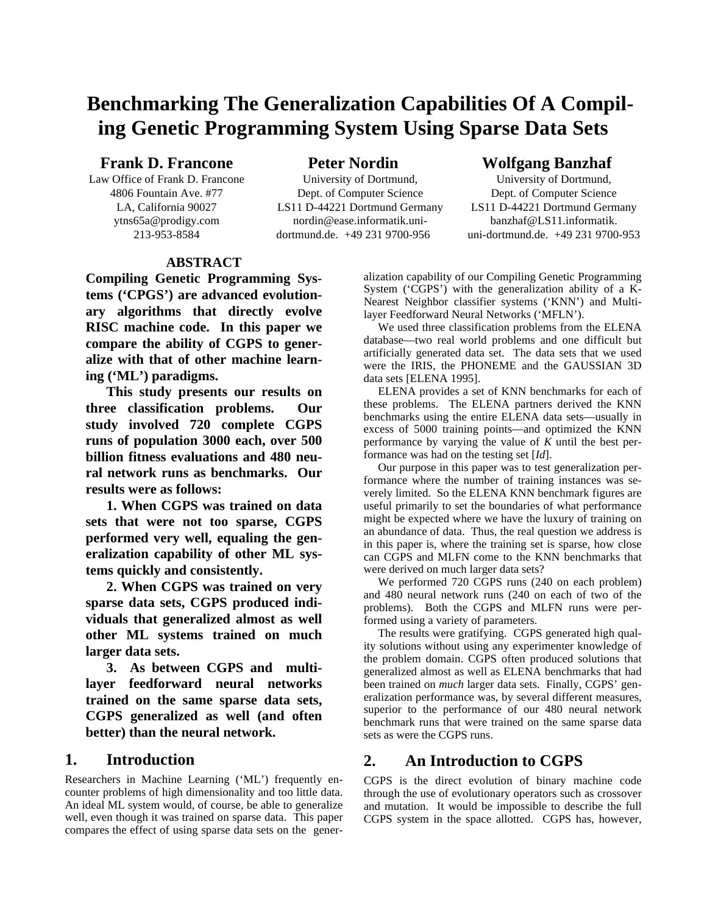# Benchmarking The Generalization Capabilities Of A Compiling Genetic Programming System Using Sparse Data Sets

**Frank D. Francone**
Law Office of Frank D. Francone
4806 Fountain Ave. #77
LA, California 90027
ytns65a@prodigy.com
213-953-8584

**Peter Nordin**
University of Dortmund,
Dept. of Computer Science
LS11 D-44221 Dortmund Germany
nordin@ease.informatik.uni-dortmund.de. +49 231 9700-956

**Wolfgang Banzhaf**
University of Dortmund,
Dept. of Computer Science
LS11 D-44221 Dortmund Germany
banzhaf@LS11.informatik.uni-dortmund.de. +49 231 9700-953

## ABSTRACT

**Compiling Genetic Programming Systems ('CPGS') are advanced evolutionary algorithms that directly evolve RISC machine code. In this paper we compare the ability of CGPS to generalize with that of other machine learning ('ML') paradigms.**

**This study presents our results on three classification problems. Our study involved 720 complete CGPS runs of population 3000 each, over 500 billion fitness evaluations and 480 neural network runs as benchmarks. Our results were as follows:**

**1. When CGPS was trained on data sets that were not too sparse, CGPS performed very well, equaling the generalization capability of other ML systems quickly and consistently.**

**2. When CGPS was trained on very sparse data sets, CGPS produced individuals that generalized almost as well other ML systems trained on much larger data sets.**

**3. As between CGPS and multilayer feedforward neural networks trained on the same sparse data sets, CGPS generalized as well (and often better) than the neural network.**

## 1. Introduction

Researchers in Machine Learning ('ML') frequently encounter problems of high dimensionality and too little data. An ideal ML system would, of course, be able to generalize well, even though it was trained on sparse data. This paper compares the effect of using sparse data sets on the generalization capability of our Compiling Genetic Programming System ('CGPS') with the generalization ability of a K-Nearest Neighbor classifier systems ('KNN') and Multilayer Feedforward Neural Networks ('MFLN').

We used three classification problems from the ELENA database—two real world problems and one difficult but artificially generated data set. The data sets that we used were the IRIS, the PHONEME and the GAUSSIAN 3D data sets [ELENA 1995].

ELENA provides a set of KNN benchmarks for each of these problems. The ELENA partners derived the KNN benchmarks using the entire ELENA data sets—usually in excess of 5000 training points—and optimized the KNN performance by varying the value of *K* until the best performance was had on the testing set [*Id*].

Our purpose in this paper was to test generalization performance where the number of training instances was severely limited. So the ELENA KNN benchmark figures are useful primarily to set the boundaries of what performance might be expected where we have the luxury of training on an abundance of data. Thus, the real question we address is in this paper is, where the training set is sparse, how close can CGPS and MLFN come to the KNN benchmarks that were derived on much larger data sets?

We performed 720 CGPS runs (240 on each problem) and 480 neural network runs (240 on each of two of the problems). Both the CGPS and MLFN runs were performed using a variety of parameters.

The results were gratifying. CGPS generated high quality solutions without using any experimenter knowledge of the problem domain. CGPS often produced solutions that generalized almost as well as ELENA benchmarks that had been trained on *much* larger data sets. Finally, CGPS' generalization performance was, by several different measures, superior to the performance of our 480 neural network benchmark runs that were trained on the same sparse data sets as were the CGPS runs.

## 2. An Introduction to CGPS

CGPS is the direct evolution of binary machine code through the use of evolutionary operators such as crossover and mutation. It would be impossible to describe the full CGPS system in the space allotted. CGPS has, however,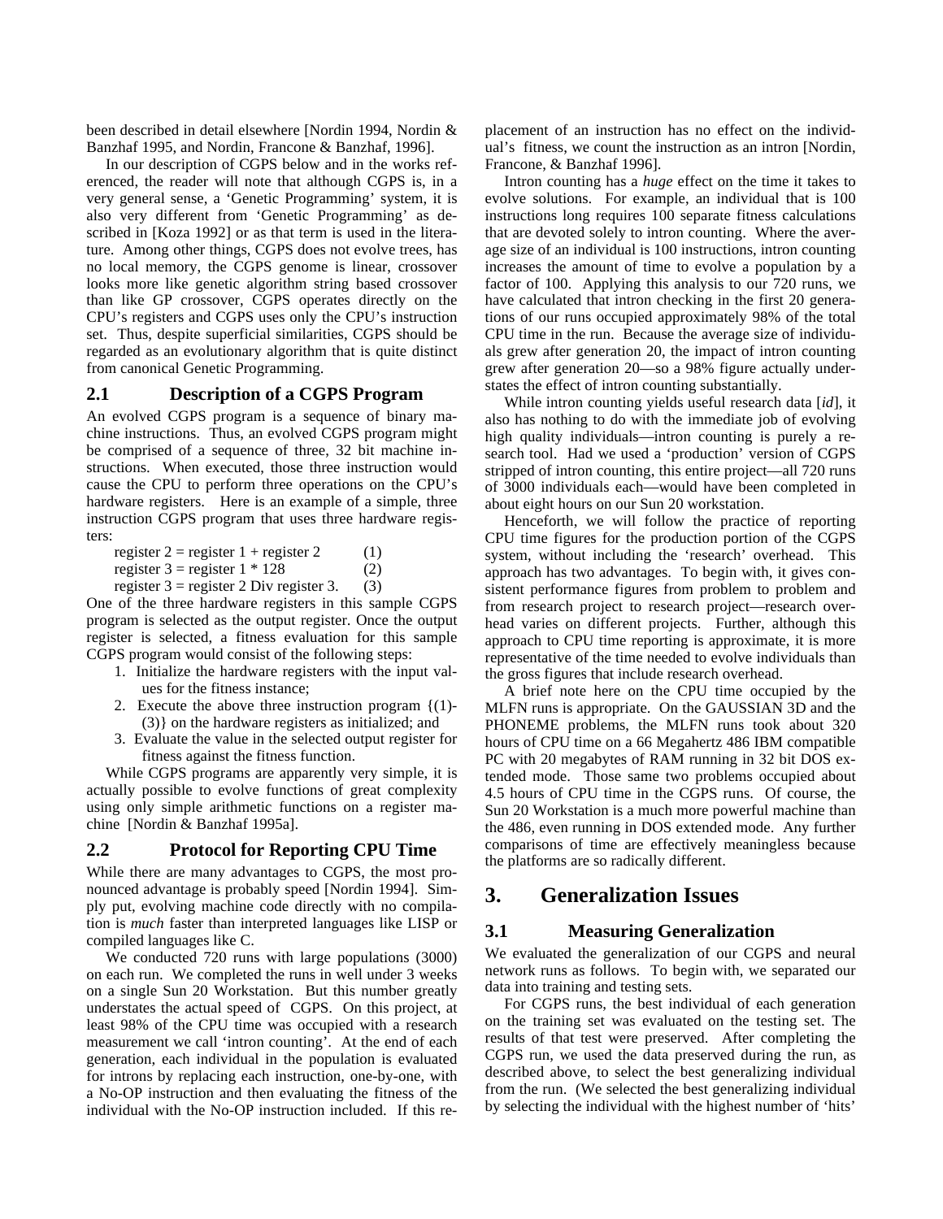been described in detail elsewhere [Nordin 1994, Nordin & Banzhaf 1995, and Nordin, Francone & Banzhaf, 1996].

In our description of CGPS below and in the works referenced, the reader will note that although CGPS is, in a very general sense, a 'Genetic Programming' system, it is also very different from 'Genetic Programming' as described in [Koza 1992] or as that term is used in the literature. Among other things, CGPS does not evolve trees, has no local memory, the CGPS genome is linear, crossover looks more like genetic algorithm string based crossover than like GP crossover, CGPS operates directly on the CPU's registers and CGPS uses only the CPU's instruction set. Thus, despite superficial similarities, CGPS should be regarded as an evolutionary algorithm that is quite distinct from canonical Genetic Programming.

## 2.1 Description of a CGPS Program

An evolved CGPS program is a sequence of binary machine instructions. Thus, an evolved CGPS program might be comprised of a sequence of three, 32 bit machine instructions. When executed, those three instruction would cause the CPU to perform three operations on the CPU's hardware registers. Here is an example of a simple, three instruction CGPS program that uses three hardware registers:

register 2 = register 1 + register 2 (1)
register 3 = register 1 * 128 (2)
register 3 = register 2 Div register 3. (3)

One of the three hardware registers in this sample CGPS program is selected as the output register. Once the output register is selected, a fitness evaluation for this sample CGPS program would consist of the following steps:

1. Initialize the hardware registers with the input values for the fitness instance;
2. Execute the above three instruction program {(1)-(3)} on the hardware registers as initialized; and
3. Evaluate the value in the selected output register for fitness against the fitness function.

While CGPS programs are apparently very simple, it is actually possible to evolve functions of great complexity using only simple arithmetic functions on a register machine [Nordin & Banzhaf 1995a].

## 2.2 Protocol for Reporting CPU Time

While there are many advantages to CGPS, the most pronounced advantage is probably speed [Nordin 1994]. Simply put, evolving machine code directly with no compilation is *much* faster than interpreted languages like LISP or compiled languages like C.

We conducted 720 runs with large populations (3000) on each run. We completed the runs in well under 3 weeks on a single Sun 20 Workstation. But this number greatly understates the actual speed of CGPS. On this project, at least 98% of the CPU time was occupied with a research measurement we call 'intron counting'. At the end of each generation, each individual in the population is evaluated for introns by replacing each instruction, one-by-one, with a No-OP instruction and then evaluating the fitness of the individual with the No-OP instruction included. If this replacement of an instruction has no effect on the individual's fitness, we count the instruction as an intron [Nordin, Francone, & Banzhaf 1996].

Intron counting has a *huge* effect on the time it takes to evolve solutions. For example, an individual that is 100 instructions long requires 100 separate fitness calculations that are devoted solely to intron counting. Where the average size of an individual is 100 instructions, intron counting increases the amount of time to evolve a population by a factor of 100. Applying this analysis to our 720 runs, we have calculated that intron checking in the first 20 generations of our runs occupied approximately 98% of the total CPU time in the run. Because the average size of individuals grew after generation 20, the impact of intron counting grew after generation 20—so a 98% figure actually understates the effect of intron counting substantially.

While intron counting yields useful research data [*id*], it also has nothing to do with the immediate job of evolving high quality individuals—intron counting is purely a research tool. Had we used a 'production' version of CGPS stripped of intron counting, this entire project—all 720 runs of 3000 individuals each—would have been completed in about eight hours on our Sun 20 workstation.

Henceforth, we will follow the practice of reporting CPU time figures for the production portion of the CGPS system, without including the 'research' overhead. This approach has two advantages. To begin with, it gives consistent performance figures from problem to problem and from research project to research project—research overhead varies on different projects. Further, although this approach to CPU time reporting is approximate, it is more representative of the time needed to evolve individuals than the gross figures that include research overhead.

A brief note here on the CPU time occupied by the MLFN runs is appropriate. On the GAUSSIAN 3D and the PHONEME problems, the MLFN runs took about 320 hours of CPU time on a 66 Megahertz 486 IBM compatible PC with 20 megabytes of RAM running in 32 bit DOS extended mode. Those same two problems occupied about 4.5 hours of CPU time in the CGPS runs. Of course, the Sun 20 Workstation is a much more powerful machine than the 486, even running in DOS extended mode. Any further comparisons of time are effectively meaningless because the platforms are so radically different.

# 3. Generalization Issues

## 3.1 Measuring Generalization

We evaluated the generalization of our CGPS and neural network runs as follows. To begin with, we separated our data into training and testing sets.

For CGPS runs, the best individual of each generation on the training set was evaluated on the testing set. The results of that test were preserved. After completing the CGPS run, we used the data preserved during the run, as described above, to select the best generalizing individual from the run. (We selected the best generalizing individual by selecting the individual with the highest number of 'hits'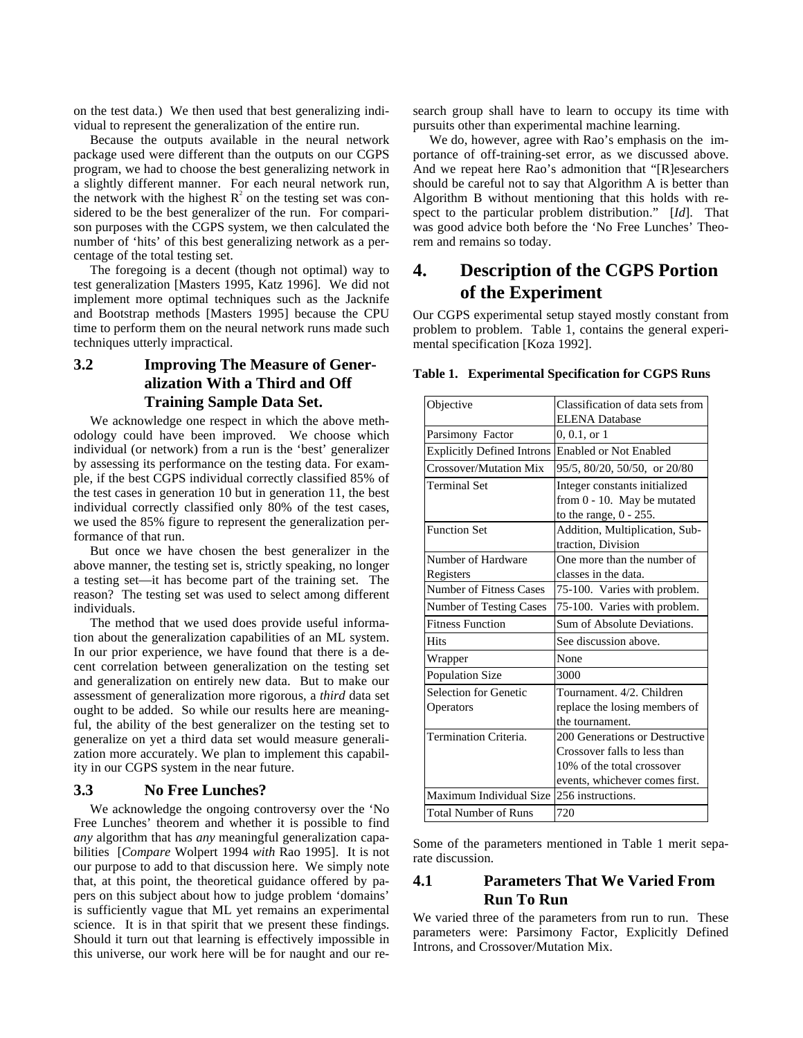on the test data.) We then used that best generalizing individual to represent the generalization of the entire run.

Because the outputs available in the neural network package used were different than the outputs on our CGPS program, we had to choose the best generalizing network in a slightly different manner. For each neural network run, the network with the highest $R^2$ on the testing set was considered to be the best generalizer of the run. For comparison purposes with the CGPS system, we then calculated the number of 'hits' of this best generalizing network as a percentage of the total testing set.

The foregoing is a decent (though not optimal) way to test generalization [Masters 1995, Katz 1996]. We did not implement more optimal techniques such as the Jacknife and Bootstrap methods [Masters 1995] because the CPU time to perform them on the neural network runs made such techniques utterly impractical.

### 3.2 Improving The Measure of Generalization With a Third and Off Training Sample Data Set.

We acknowledge one respect in which the above methodology could have been improved. We choose which individual (or network) from a run is the 'best' generalizer by assessing its performance on the testing data. For example, if the best CGPS individual correctly classified 85% of the test cases in generation 10 but in generation 11, the best individual correctly classified only 80% of the test cases, we used the 85% figure to represent the generalization performance of that run.

But once we have chosen the best generalizer in the above manner, the testing set is, strictly speaking, no longer a testing set—it has become part of the training set. The reason? The testing set was used to select among different individuals.

The method that we used does provide useful information about the generalization capabilities of an ML system. In our prior experience, we have found that there is a decent correlation between generalization on the testing set and generalization on entirely new data. But to make our assessment of generalization more rigorous, a *third* data set ought to be added. So while our results here are meaningful, the ability of the best generalizer on the testing set to generalize on yet a third data set would measure generalization more accurately. We plan to implement this capability in our CGPS system in the near future.

### 3.3 No Free Lunches?

We acknowledge the ongoing controversy over the 'No Free Lunches' theorem and whether it is possible to find *any* algorithm that has *any* meaningful generalization capabilities [*Compare* Wolpert 1994 *with* Rao 1995]. It is not our purpose to add to that discussion here. We simply note that, at this point, the theoretical guidance offered by papers on this subject about how to judge problem 'domains' is sufficiently vague that ML yet remains an experimental science. It is in that spirit that we present these findings. Should it turn out that learning is effectively impossible in this universe, our work here will be for naught and our research group shall have to learn to occupy its time with pursuits other than experimental machine learning.

We do, however, agree with Rao's emphasis on the importance of off-training-set error, as we discussed above. And we repeat here Rao's admonition that "[R]esearchers should be careful not to say that Algorithm A is better than Algorithm B without mentioning that this holds with respect to the particular problem distribution." [*Id*]. That was good advice both before the 'No Free Lunches' Theorem and remains so today.

## 4. Description of the CGPS Portion of the Experiment

Our CGPS experimental setup stayed mostly constant from problem to problem. Table 1, contains the general experimental specification [Koza 1992].

**Table 1. Experimental Specification for CGPS Runs**

| | |
|---|---|
| Objective | Classification of data sets from ELENA Database |
| Parsimony Factor | 0, 0.1, or 1 |
| Explicitly Defined Introns | Enabled or Not Enabled |
| Crossover/Mutation Mix | 95/5, 80/20, 50/50, or 20/80 |
| Terminal Set | Integer constants initialized from 0 - 10. May be mutated to the range, 0 - 255. |
| Function Set | Addition, Multiplication, Subtraction, Division |
| Number of Hardware Registers | One more than the number of classes in the data. |
| Number of Fitness Cases | 75-100. Varies with problem. |
| Number of Testing Cases | 75-100. Varies with problem. |
| Fitness Function | Sum of Absolute Deviations. |
| Hits | See discussion above. |
| Wrapper | None |
| Population Size | 3000 |
| Selection for Genetic Operators | Tournament. 4/2. Children replace the losing members of the tournament. |
| Termination Criteria. | 200 Generations or Destructive Crossover falls to less than 10% of the total crossover events, whichever comes first. |
| Maximum Individual Size | 256 instructions. |
| Total Number of Runs | 720 |

Some of the parameters mentioned in Table 1 merit separate discussion.

### 4.1 Parameters That We Varied From Run To Run

We varied three of the parameters from run to run. These parameters were: Parsimony Factor, Explicitly Defined Introns, and Crossover/Mutation Mix.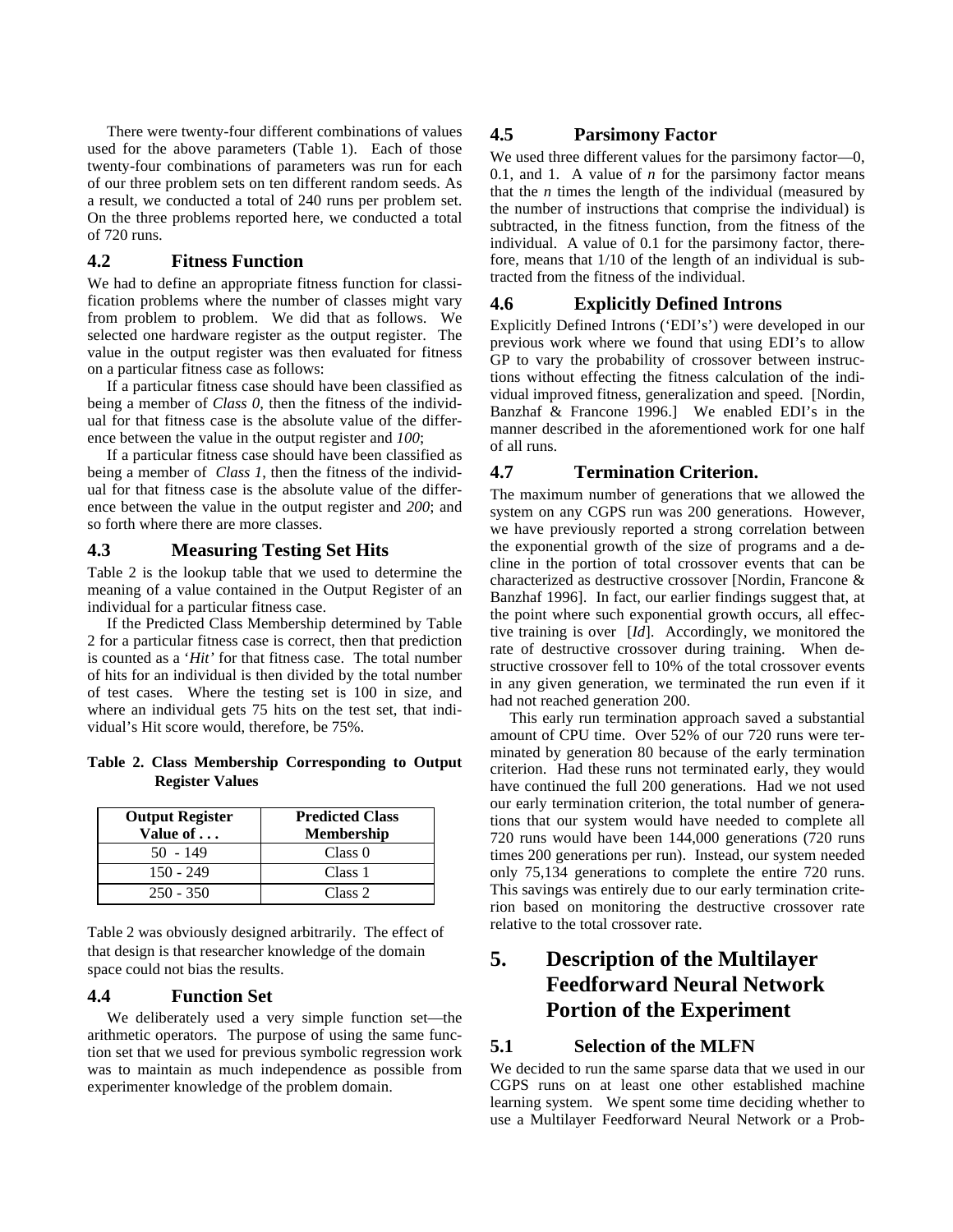There were twenty-four different combinations of values used for the above parameters (Table 1). Each of those twenty-four combinations of parameters was run for each of our three problem sets on ten different random seeds. As a result, we conducted a total of 240 runs per problem set. On the three problems reported here, we conducted a total of 720 runs.

### 4.2 Fitness Function

We had to define an appropriate fitness function for classification problems where the number of classes might vary from problem to problem. We did that as follows. We selected one hardware register as the output register. The value in the output register was then evaluated for fitness on a particular fitness case as follows:

If a particular fitness case should have been classified as being a member of *Class 0*, then the fitness of the individual for that fitness case is the absolute value of the difference between the value in the output register and *100*;

If a particular fitness case should have been classified as being a member of *Class 1*, then the fitness of the individual for that fitness case is the absolute value of the difference between the value in the output register and *200*; and so forth where there are more classes.

### 4.3 Measuring Testing Set Hits

Table 2 is the lookup table that we used to determine the meaning of a value contained in the Output Register of an individual for a particular fitness case.

If the Predicted Class Membership determined by Table 2 for a particular fitness case is correct, then that prediction is counted as a '*Hit*' for that fitness case. The total number of hits for an individual is then divided by the total number of test cases. Where the testing set is 100 in size, and where an individual gets 75 hits on the test set, that individual's Hit score would, therefore, be 75%.

**Table 2. Class Membership Corresponding to Output Register Values**

| Output Register Value of . . . | Predicted Class Membership |
|---|---|
| 50 - 149 | Class 0 |
| 150 - 249 | Class 1 |
| 250 - 350 | Class 2 |

Table 2 was obviously designed arbitrarily. The effect of that design is that researcher knowledge of the domain space could not bias the results.

### 4.4 Function Set

We deliberately used a very simple function set—the arithmetic operators. The purpose of using the same function set that we used for previous symbolic regression work was to maintain as much independence as possible from experimenter knowledge of the problem domain.

### 4.5 Parsimony Factor

We used three different values for the parsimony factor—0, 0.1, and 1. A value of *n* for the parsimony factor means that the *n* times the length of the individual (measured by the number of instructions that comprise the individual) is subtracted, in the fitness function, from the fitness of the individual. A value of 0.1 for the parsimony factor, therefore, means that 1/10 of the length of an individual is subtracted from the fitness of the individual.

### 4.6 Explicitly Defined Introns

Explicitly Defined Introns ('EDI's') were developed in our previous work where we found that using EDI's to allow GP to vary the probability of crossover between instructions without effecting the fitness calculation of the individual improved fitness, generalization and speed. [Nordin, Banzhaf & Francone 1996.] We enabled EDI's in the manner described in the aforementioned work for one half of all runs.

### 4.7 Termination Criterion.

The maximum number of generations that we allowed the system on any CGPS run was 200 generations. However, we have previously reported a strong correlation between the exponential growth of the size of programs and a decline in the portion of total crossover events that can be characterized as destructive crossover [Nordin, Francone & Banzhaf 1996]. In fact, our earlier findings suggest that, at the point where such exponential growth occurs, all effective training is over [*Id*]. Accordingly, we monitored the rate of destructive crossover during training. When destructive crossover fell to 10% of the total crossover events in any given generation, we terminated the run even if it had not reached generation 200.

This early run termination approach saved a substantial amount of CPU time. Over 52% of our 720 runs were terminated by generation 80 because of the early termination criterion. Had these runs not terminated early, they would have continued the full 200 generations. Had we not used our early termination criterion, the total number of generations that our system would have needed to complete all 720 runs would have been 144,000 generations (720 runs times 200 generations per run). Instead, our system needed only 75,134 generations to complete the entire 720 runs. This savings was entirely due to our early termination criterion based on monitoring the destructive crossover rate relative to the total crossover rate.

## 5. Description of the Multilayer Feedforward Neural Network Portion of the Experiment

### 5.1 Selection of the MLFN

We decided to run the same sparse data that we used in our CGPS runs on at least one other established machine learning system. We spent some time deciding whether to use a Multilayer Feedforward Neural Network or a Prob-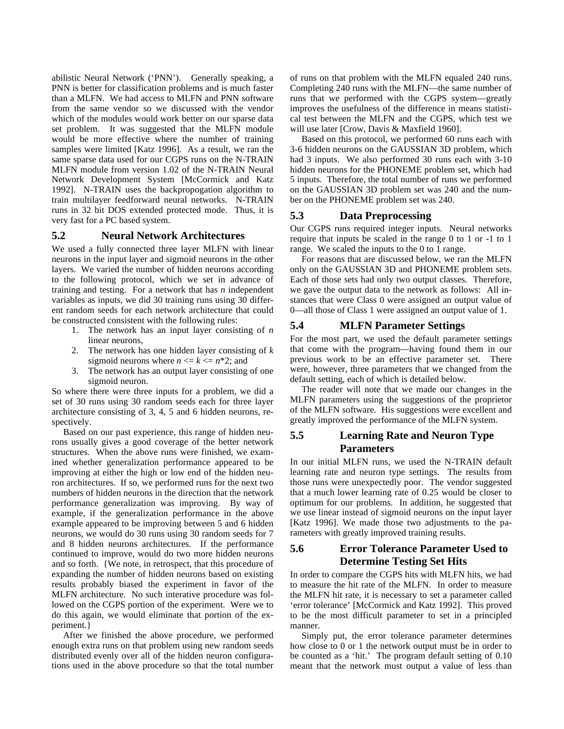abilistic Neural Network ('PNN'). Generally speaking, a PNN is better for classification problems and is much faster than a MLFN. We had access to MLFN and PNN software from the same vendor so we discussed with the vendor which of the modules would work better on our sparse data set problem. It was suggested that the MLFN module would be more effective where the number of training samples were limited [Katz 1996]. As a result, we ran the same sparse data used for our CGPS runs on the N-TRAIN MLFN module from version 1.02 of the N-TRAIN Neural Network Development System [McCormick and Katz 1992]. N-TRAIN uses the backpropogation algorithm to train multilayer feedforward neural networks. N-TRAIN runs in 32 bit DOS extended protected mode. Thus, it is very fast for a PC based system.

## 5.2 Neural Network Architectures

We used a fully connected three layer MLFN with linear neurons in the input layer and sigmoid neurons in the other layers. We varied the number of hidden neurons according to the following protocol, which we set in advance of training and testing. For a network that has *n* independent variables as inputs, we did 30 training runs using 30 different random seeds for each network architecture that could be constructed consistent with the following rules:

1. The network has an input layer consisting of *n* linear neurons,
2. The network has one hidden layer consisting of *k* sigmoid neurons where $n <= k <= n*2$; and
3. The network has an output layer consisting of one sigmoid neuron.

So where there were three inputs for a problem, we did a set of 30 runs using 30 random seeds each for three layer architecture consisting of 3, 4, 5 and 6 hidden neurons, respectively.

Based on our past experience, this range of hidden neurons usually gives a good coverage of the better network structures. When the above runs were finished, we examined whether generalization performance appeared to be improving at either the high or low end of the hidden neuron architectures. If so, we performed runs for the next two numbers of hidden neurons in the direction that the network performance generalization was improving. By way of example, if the generalization performance in the above example appeared to be improving between 5 and 6 hidden neurons, we would do 30 runs using 30 random seeds for 7 and 8 hidden neurons architectures. If the performance continued to improve, would do two more hidden neurons and so forth. {We note, in retrospect, that this procedure of expanding the number of hidden neurons based on existing results probably biased the experiment in favor of the MLFN architecture. No such interative procedure was followed on the CGPS portion of the experiment. Were we to do this again, we would eliminate that portion of the experiment.}

After we finished the above procedure, we performed enough extra runs on that problem using new random seeds distributed evenly over all of the hidden neuron configurations used in the above procedure so that the total number of runs on that problem with the MLFN equaled 240 runs. Completing 240 runs with the MLFN—the same number of runs that we performed with the CGPS system—greatly improves the usefulness of the difference in means statistical test between the MLFN and the CGPS, which test we will use later [Crow, Davis & Maxfield 1960].

Based on this protocol, we performed 60 runs each with 3-6 hidden neurons on the GAUSSIAN 3D problem, which had 3 inputs. We also performed 30 runs each with 3-10 hidden neurons for the PHONEME problem set, which had 5 inputs. Therefore, the total number of runs we performed on the GAUSSIAN 3D problem set was 240 and the number on the PHONEME problem set was 240.

## 5.3 Data Preprocessing

Our CGPS runs required integer inputs. Neural networks require that inputs be scaled in the range 0 to 1 or -1 to 1 range. We scaled the inputs to the 0 to 1 range.

For reasons that are discussed below, we ran the MLFN only on the GAUSSIAN 3D and PHONEME problem sets. Each of those sets had only two output classes. Therefore, we gave the output data to the network as follows: All instances that were Class 0 were assigned an output value of 0—all those of Class 1 were assigned an output value of 1.

## 5.4 MLFN Parameter Settings

For the most part, we used the default parameter settings that come with the program—having found them in our previous work to be an effective parameter set. There were, however, three parameters that we changed from the default setting, each of which is detailed below.

The reader will note that we made our changes in the MLFN parameters using the suggestions of the proprietor of the MLFN software. His suggestions were excellent and greatly improved the performance of the MLFN system.

## 5.5 Learning Rate and Neuron Type Parameters

In our initial MLFN runs, we used the N-TRAIN default learning rate and neuron type settings. The results from those runs were unexpectedly poor. The vendor suggested that a much lower learning rate of 0.25 would be closer to optimum for our problems. In addition, he suggested that we use linear instead of sigmoid neurons on the input layer [Katz 1996]. We made those two adjustments to the parameters with greatly improved training results.

## 5.6 Error Tolerance Parameter Used to Determine Testing Set Hits

In order to compare the CGPS hits with MLFN hits, we had to measure the hit rate of the MLFN. In order to measure the MLFN hit rate, it is necessary to set a parameter called 'error tolerance' [McCormick and Katz 1992]. This proved to be the most difficult parameter to set in a principled manner.

Simply put, the error tolerance parameter determines how close to 0 or 1 the network output must be in order to be counted as a 'hit.' The program default setting of 0.10 meant that the network must output a value of less than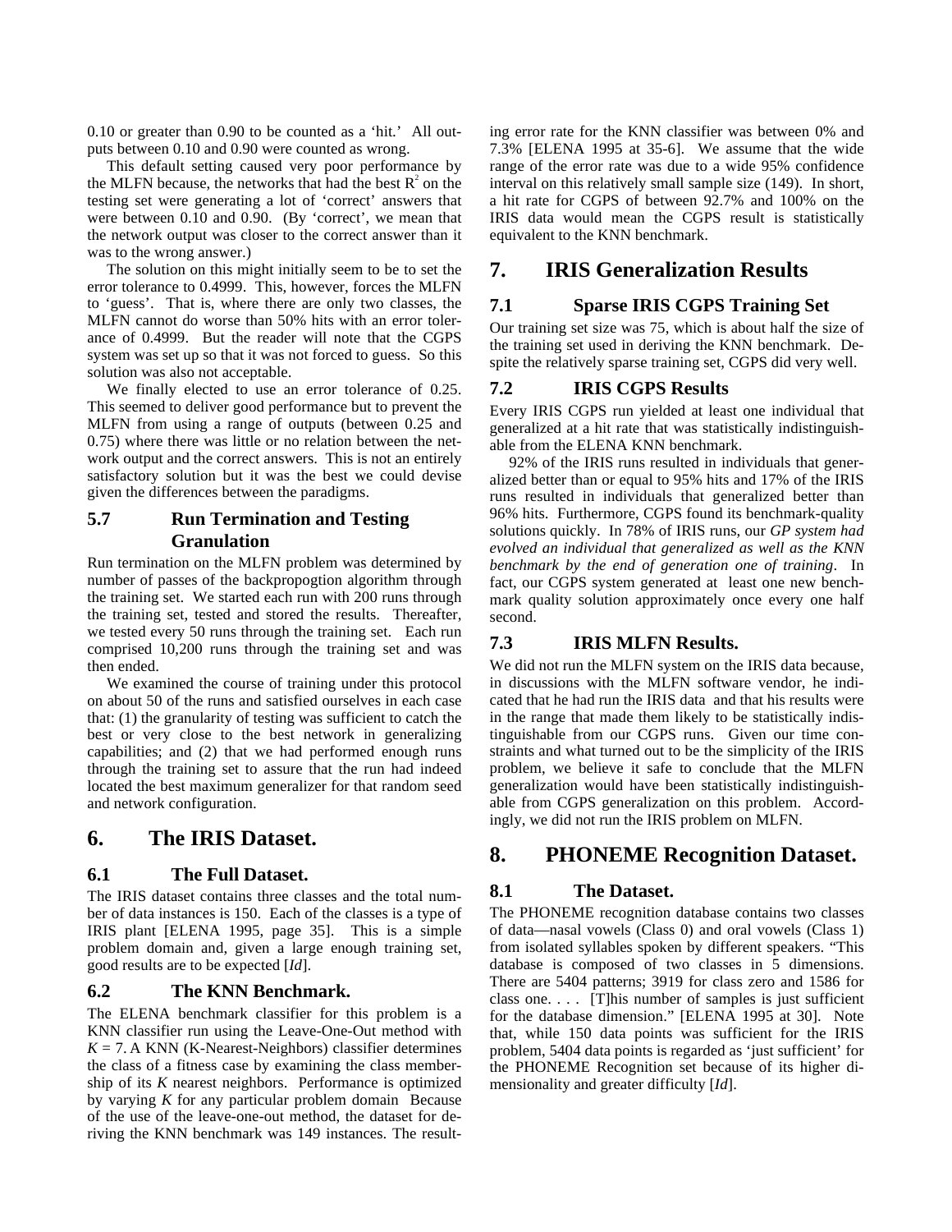0.10 or greater than 0.90 to be counted as a 'hit.' All outputs between 0.10 and 0.90 were counted as wrong.

This default setting caused very poor performance by the MLFN because, the networks that had the best $R^2$ on the testing set were generating a lot of 'correct' answers that were between 0.10 and 0.90. (By 'correct', we mean that the network output was closer to the correct answer than it was to the wrong answer.)

The solution on this might initially seem to be to set the error tolerance to 0.4999. This, however, forces the MLFN to 'guess'. That is, where there are only two classes, the MLFN cannot do worse than 50% hits with an error tolerance of 0.4999. But the reader will note that the CGPS system was set up so that it was not forced to guess. So this solution was also not acceptable.

We finally elected to use an error tolerance of 0.25. This seemed to deliver good performance but to prevent the MLFN from using a range of outputs (between 0.25 and 0.75) where there was little or no relation between the network output and the correct answers. This is not an entirely satisfactory solution but it was the best we could devise given the differences between the paradigms.

### 5.7 Run Termination and Testing Granulation

Run termination on the MLFN problem was determined by number of passes of the backpropogtion algorithm through the training set. We started each run with 200 runs through the training set, tested and stored the results. Thereafter, we tested every 50 runs through the training set. Each run comprised 10,200 runs through the training set and was then ended.

We examined the course of training under this protocol on about 50 of the runs and satisfied ourselves in each case that: (1) the granularity of testing was sufficient to catch the best or very close to the best network in generalizing capabilities; and (2) that we had performed enough runs through the training set to assure that the run had indeed located the best maximum generalizer for that random seed and network configuration.

## 6. The IRIS Dataset.

### 6.1 The Full Dataset.

The IRIS dataset contains three classes and the total number of data instances is 150. Each of the classes is a type of IRIS plant [ELENA 1995, page 35]. This is a simple problem domain and, given a large enough training set, good results are to be expected [*Id*].

### 6.2 The KNN Benchmark.

The ELENA benchmark classifier for this problem is a KNN classifier run using the Leave-One-Out method with $K = 7$. A KNN (K-Nearest-Neighbors) classifier determines the class of a fitness case by examining the class membership of its $K$ nearest neighbors. Performance is optimized by varying $K$ for any particular problem domain Because of the use of the leave-one-out method, the dataset for deriving the KNN benchmark was 149 instances. The resulting error rate for the KNN classifier was between 0% and 7.3% [ELENA 1995 at 35-6]. We assume that the wide range of the error rate was due to a wide 95% confidence interval on this relatively small sample size (149). In short, a hit rate for CGPS of between 92.7% and 100% on the IRIS data would mean the CGPS result is statistically equivalent to the KNN benchmark.

## 7. IRIS Generalization Results

### 7.1 Sparse IRIS CGPS Training Set

Our training set size was 75, which is about half the size of the training set used in deriving the KNN benchmark. Despite the relatively sparse training set, CGPS did very well.

### 7.2 IRIS CGPS Results

Every IRIS CGPS run yielded at least one individual that generalized at a hit rate that was statistically indistinguishable from the ELENA KNN benchmark.

92% of the IRIS runs resulted in individuals that generalized better than or equal to 95% hits and 17% of the IRIS runs resulted in individuals that generalized better than 96% hits. Furthermore, CGPS found its benchmark-quality solutions quickly. In 78% of IRIS runs, our *GP system had evolved an individual that generalized as well as the KNN benchmark by the end of generation one of training*. In fact, our CGPS system generated at least one new benchmark quality solution approximately once every one half second.

### 7.3 IRIS MLFN Results.

We did not run the MLFN system on the IRIS data because, in discussions with the MLFN software vendor, he indicated that he had run the IRIS data and that his results were in the range that made them likely to be statistically indistinguishable from our CGPS runs. Given our time constraints and what turned out to be the simplicity of the IRIS problem, we believe it safe to conclude that the MLFN generalization would have been statistically indistinguishable from CGPS generalization on this problem. Accordingly, we did not run the IRIS problem on MLFN.

## 8. PHONEME Recognition Dataset.

### 8.1 The Dataset.

The PHONEME recognition database contains two classes of data—nasal vowels (Class 0) and oral vowels (Class 1) from isolated syllables spoken by different speakers. "This database is composed of two classes in 5 dimensions. There are 5404 patterns; 3919 for class zero and 1586 for class one. . . . [T]his number of samples is just sufficient for the database dimension." [ELENA 1995 at 30]. Note that, while 150 data points was sufficient for the IRIS problem, 5404 data points is regarded as 'just sufficient' for the PHONEME Recognition set because of its higher dimensionality and greater difficulty [*Id*].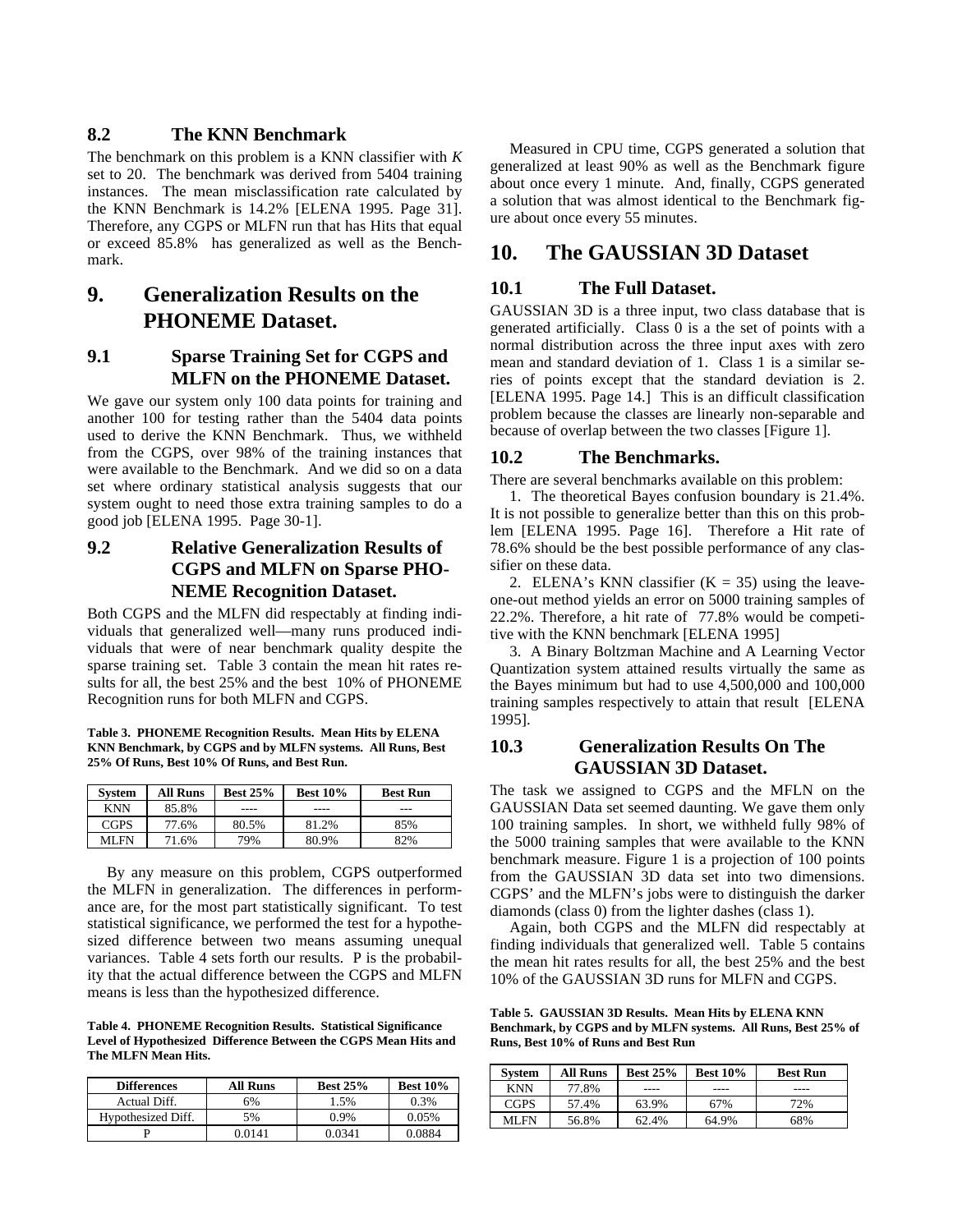### 8.2 The KNN Benchmark

The benchmark on this problem is a KNN classifier with $K$ set to 20. The benchmark was derived from 5404 training instances. The mean misclassification rate calculated by the KNN Benchmark is 14.2% [ELENA 1995. Page 31]. Therefore, any CGPS or MLFN run that has Hits that equal or exceed 85.8% has generalized as well as the Benchmark.

## 9. Generalization Results on the PHONEME Dataset.

### 9.1 Sparse Training Set for CGPS and MLFN on the PHONEME Dataset.

We gave our system only 100 data points for training and another 100 for testing rather than the 5404 data points used to derive the KNN Benchmark. Thus, we withheld from the CGPS, over 98% of the training instances that were available to the Benchmark. And we did so on a data set where ordinary statistical analysis suggests that our system ought to need those extra training samples to do a good job [ELENA 1995. Page 30-1].

### 9.2 Relative Generalization Results of CGPS and MLFN on Sparse PHONEME Recognition Dataset.

Both CGPS and the MLFN did respectably at finding individuals that generalized well—many runs produced individuals that were of near benchmark quality despite the sparse training set. Table 3 contain the mean hit rates results for all, the best 25% and the best 10% of PHONEME Recognition runs for both MLFN and CGPS.

**Table 3. PHONEME Recognition Results. Mean Hits by ELENA KNN Benchmark, by CGPS and by MLFN systems. All Runs, Best 25% Of Runs, Best 10% Of Runs, and Best Run.**

| System | All Runs | Best 25% | Best 10% | Best Run |
|---|---|---|---|---|
| KNN | 85.8% | ---- | ---- | --- |
| CGPS | 77.6% | 80.5% | 81.2% | 85% |
| MLFN | 71.6% | 79% | 80.9% | 82% |

By any measure on this problem, CGPS outperformed the MLFN in generalization. The differences in performance are, for the most part statistically significant. To test statistical significance, we performed the test for a hypothesized difference between two means assuming unequal variances. Table 4 sets forth our results. P is the probability that the actual difference between the CGPS and MLFN means is less than the hypothesized difference.

**Table 4. PHONEME Recognition Results. Statistical Significance Level of Hypothesized Difference Between the CGPS Mean Hits and The MLFN Mean Hits.**

| Differences | All Runs | Best 25% | Best 10% |
|---|---|---|---|
| Actual Diff. | 6% | 1.5% | 0.3% |
| Hypothesized Diff. | 5% | 0.9% | 0.05% |
| P | 0.0141 | 0.0341 | 0.0884 |

Measured in CPU time, CGPS generated a solution that generalized at least 90% as well as the Benchmark figure about once every 1 minute. And, finally, CGPS generated a solution that was almost identical to the Benchmark figure about once every 55 minutes.

## 10. The GAUSSIAN 3D Dataset

### 10.1 The Full Dataset.

GAUSSIAN 3D is a three input, two class database that is generated artificially. Class 0 is a the set of points with a normal distribution across the three input axes with zero mean and standard deviation of 1. Class 1 is a similar series of points except that the standard deviation is 2. [ELENA 1995. Page 14.] This is an difficult classification problem because the classes are linearly non-separable and because of overlap between the two classes [Figure 1].

### 10.2 The Benchmarks.

There are several benchmarks available on this problem:

1. The theoretical Bayes confusion boundary is 21.4%. It is not possible to generalize better than this on this problem [ELENA 1995. Page 16]. Therefore a Hit rate of 78.6% should be the best possible performance of any classifier on these data.

2. ELENA's KNN classifier ($K = 35$) using the leave-one-out method yields an error on 5000 training samples of 22.2%. Therefore, a hit rate of 77.8% would be competitive with the KNN benchmark [ELENA 1995]

3. A Binary Boltzman Machine and A Learning Vector Quantization system attained results virtually the same as the Bayes minimum but had to use 4,500,000 and 100,000 training samples respectively to attain that result [ELENA 1995].

### 10.3 Generalization Results On The GAUSSIAN 3D Dataset.

The task we assigned to CGPS and the MFLN on the GAUSSIAN Data set seemed daunting. We gave them only 100 training samples. In short, we withheld fully 98% of the 5000 training samples that were available to the KNN benchmark measure. Figure 1 is a projection of 100 points from the GAUSSIAN 3D data set into two dimensions. CGPS' and the MLFN's jobs were to distinguish the darker diamonds (class 0) from the lighter dashes (class 1).

Again, both CGPS and the MLFN did respectably at finding individuals that generalized well. Table 5 contains the mean hit rates results for all, the best 25% and the best 10% of the GAUSSIAN 3D runs for MLFN and CGPS.

**Table 5. GAUSSIAN 3D Results. Mean Hits by ELENA KNN Benchmark, by CGPS and by MLFN systems. All Runs, Best 25% of Runs, Best 10% of Runs and Best Run**

| System | All Runs | Best 25% | Best 10% | Best Run |
|---|---|---|---|---|
| KNN | 77.8% | ---- | ---- | ---- |
| CGPS | 57.4% | 63.9% | 67% | 72% |
| MLFN | 56.8% | 62.4% | 64.9% | 68% |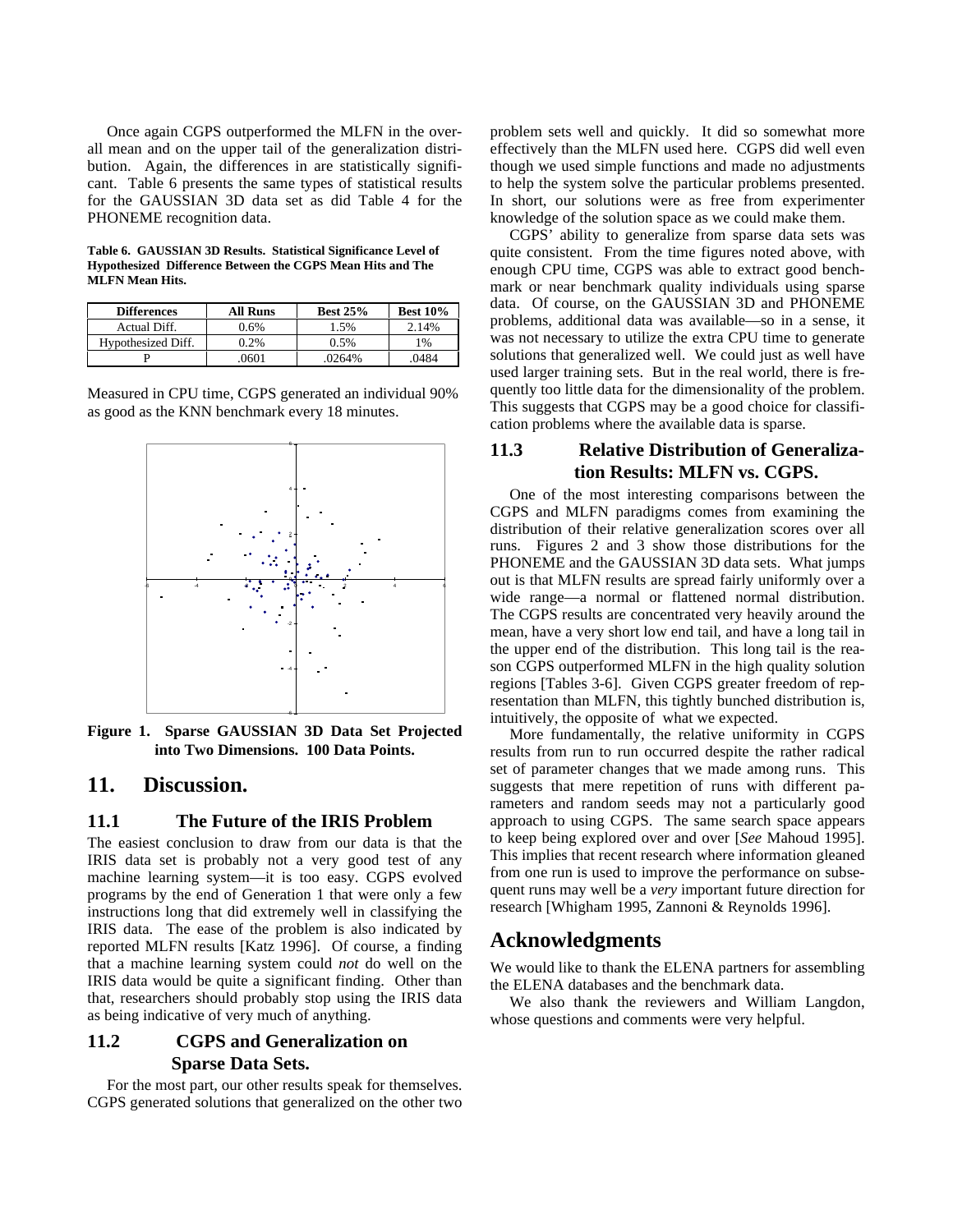Once again CGPS outperformed the MLFN in the overall mean and on the upper tail of the generalization distribution. Again, the differences in are statistically significant. Table 6 presents the same types of statistical results for the GAUSSIAN 3D data set as did Table 4 for the PHONEME recognition data.

**Table 6. GAUSSIAN 3D Results. Statistical Significance Level of Hypothesized Difference Between the CGPS Mean Hits and The MLFN Mean Hits.**

| Differences | All Runs | Best 25% | Best 10% |
|---|---|---|---|
| Actual Diff. | 0.6% | 1.5% | 2.14% |
| Hypothesized Diff. | 0.2% | 0.5% | 1% |
| P | .0601 | .0264% | .0484 |

Measured in CPU time, CGPS generated an individual 90% as good as the KNN benchmark every 18 minutes.

**Figure 1. Sparse GAUSSIAN 3D Data Set Projected into Two Dimensions. 100 Data Points.**

# 11. Discussion.

## 11.1 The Future of the IRIS Problem

The easiest conclusion to draw from our data is that the IRIS data set is probably not a very good test of any machine learning system—it is too easy. CGPS evolved programs by the end of Generation 1 that were only a few instructions long that did extremely well in classifying the IRIS data. The ease of the problem is also indicated by reported MLFN results [Katz 1996]. Of course, a finding that a machine learning system could *not* do well on the IRIS data would be quite a significant finding. Other than that, researchers should probably stop using the IRIS data as being indicative of very much of anything.

## 11.2 CGPS and Generalization on Sparse Data Sets.

For the most part, our other results speak for themselves. CGPS generated solutions that generalized on the other two problem sets well and quickly. It did so somewhat more effectively than the MLFN used here. CGPS did well even though we used simple functions and made no adjustments to help the system solve the particular problems presented. In short, our solutions were as free from experimenter knowledge of the solution space as we could make them.

CGPS' ability to generalize from sparse data sets was quite consistent. From the time figures noted above, with enough CPU time, CGPS was able to extract good benchmark or near benchmark quality individuals using sparse data. Of course, on the GAUSSIAN 3D and PHONEME problems, additional data was available—so in a sense, it was not necessary to utilize the extra CPU time to generate solutions that generalized well. We could just as well have used larger training sets. But in the real world, there is frequently too little data for the dimensionality of the problem. This suggests that CGPS may be a good choice for classification problems where the available data is sparse.

## 11.3 Relative Distribution of Generalization Results: MLFN vs. CGPS.

One of the most interesting comparisons between the CGPS and MLFN paradigms comes from examining the distribution of their relative generalization scores over all runs. Figures 2 and 3 show those distributions for the PHONEME and the GAUSSIAN 3D data sets. What jumps out is that MLFN results are spread fairly uniformly over a wide range—a normal or flattened normal distribution. The CGPS results are concentrated very heavily around the mean, have a very short low end tail, and have a long tail in the upper end of the distribution. This long tail is the reason CGPS outperformed MLFN in the high quality solution regions [Tables 3-6]. Given CGPS greater freedom of representation than MLFN, this tightly bunched distribution is, intuitively, the opposite of what we expected.

More fundamentally, the relative uniformity in CGPS results from run to run occurred despite the rather radical set of parameter changes that we made among runs. This suggests that mere repetition of runs with different parameters and random seeds may not a particularly good approach to using CGPS. The same search space appears to keep being explored over and over [*See* Mahoud 1995]. This implies that recent research where information gleaned from one run is used to improve the performance on subsequent runs may well be a *very* important future direction for research [Whigham 1995, Zannoni & Reynolds 1996].

# Acknowledgments

We would like to thank the ELENA partners for assembling the ELENA databases and the benchmark data.

We also thank the reviewers and William Langdon, whose questions and comments were very helpful.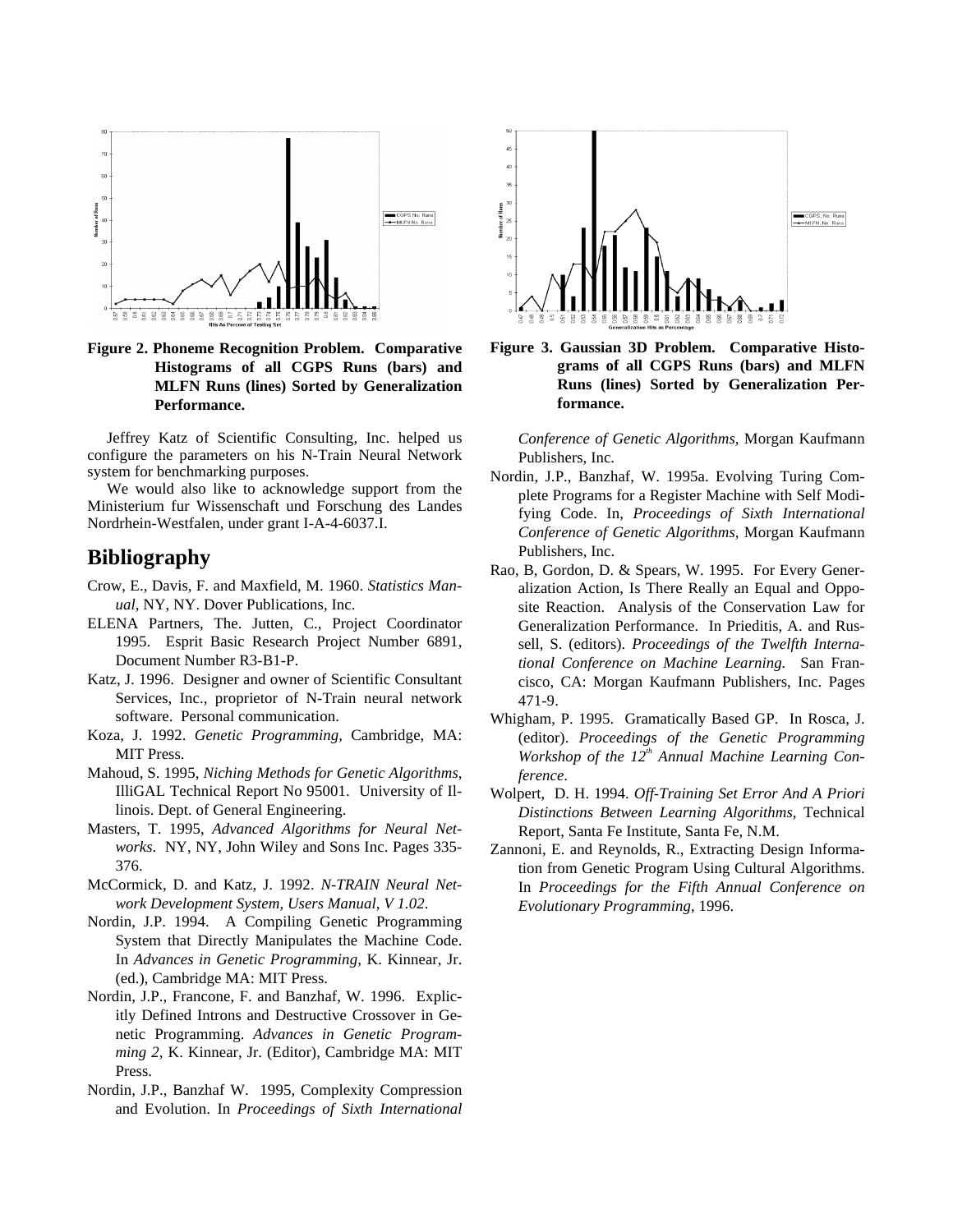80
70
60
50
40
30
20
10
0
Number of Runs
0.57 0.59 0.6 0.61 0.62 0.63 0.64 0.65 0.66 0.67 0.68 0.69 0.7 0.71 0.72 0.73 0.74 0.75 0.76 0.77 0.78 0.79 0.8 0.81 0.82 0.83 0.84 0.86
Hits As Percent of Testing Set
CGPS No. Runs
MLFN No. Runs

**Figure 2. Phoneme Recognition Problem. Comparative Histograms of all CGPS Runs (bars) and MLFN Runs (lines) Sorted by Generalization Performance.**

50
45
40
35
30
25
20
15
10
5
0
Number of Runs
0.47 0.48 0.49 0.5 0.51 0.52 0.53 0.54 0.55 0.56 0.57 0.58 0.59 0.6 0.61 0.62 0.63 0.64 0.65 0.66 0.67 0.68 0.69 0.7 0.71 0.72
Generalization Hits as Percentage
CGPS, No. Runs
MLFN, No. Runs

**Figure 3. Gaussian 3D Problem. Comparative Histograms of all CGPS Runs (bars) and MLFN Runs (lines) Sorted by Generalization Performance.**

Jeffrey Katz of Scientific Consulting, Inc. helped us configure the parameters on his N-Train Neural Network system for benchmarking purposes.

We would also like to acknowledge support from the Ministerium fur Wissenschaft und Forschung des Landes Nordrhein-Westfalen, under grant I-A-4-6037.I.

## Bibliography

Crow, E., Davis, F. and Maxfield, M. 1960. *Statistics Manual*, NY, NY. Dover Publications, Inc.

ELENA Partners, The. Jutten, C., Project Coordinator 1995. Esprit Basic Research Project Number 6891, Document Number R3-B1-P.

Katz, J. 1996. Designer and owner of Scientific Consultant Services, Inc., proprietor of N-Train neural network software. Personal communication.

Koza, J. 1992. *Genetic Programming,* Cambridge, MA: MIT Press.

Mahoud, S. 1995, *Niching Methods for Genetic Algorithms*, IlliGAL Technical Report No 95001. University of Illinois. Dept. of General Engineering.

Masters, T. 1995, *Advanced Algorithms for Neural Networks*. NY, NY, John Wiley and Sons Inc. Pages 335-376.

McCormick, D. and Katz, J. 1992. *N-TRAIN Neural Network Development System, Users Manual, V 1.02*.

Nordin, J.P. 1994. A Compiling Genetic Programming System that Directly Manipulates the Machine Code. In *Advances in Genetic Programming*, K. Kinnear, Jr. (ed.), Cambridge MA: MIT Press.

Nordin, J.P., Francone, F. and Banzhaf, W. 1996. Explicitly Defined Introns and Destructive Crossover in Genetic Programming. *Advances in Genetic Programming 2,* K. Kinnear, Jr. (Editor), Cambridge MA: MIT Press.

Nordin, J.P., Banzhaf W. 1995, Complexity Compression and Evolution. In *Proceedings of Sixth International Conference of Genetic Algorithms*, Morgan Kaufmann Publishers, Inc.

Nordin, J.P., Banzhaf, W. 1995a. Evolving Turing Complete Programs for a Register Machine with Self Modifying Code. In, *Proceedings of Sixth International Conference of Genetic Algorithms*, Morgan Kaufmann Publishers, Inc.

Rao, B, Gordon, D. & Spears, W. 1995. For Every Generalization Action, Is There Really an Equal and Opposite Reaction. Analysis of the Conservation Law for Generalization Performance. In Prieditis, A. and Russell, S. (editors). *Proceedings of the Twelfth International Conference on Machine Learning.* San Francisco, CA: Morgan Kaufmann Publishers, Inc. Pages 471-9.

Whigham, P. 1995. Gramatically Based GP. In Rosca, J. (editor). *Proceedings of the Genetic Programming Workshop of the 12th Annual Machine Learning Conference*.

Wolpert, D. H. 1994. *Off-Training Set Error And A Priori Distinctions Between Learning Algorithms*, Technical Report, Santa Fe Institute, Santa Fe, N.M.

Zannoni, E. and Reynolds, R., Extracting Design Information from Genetic Program Using Cultural Algorithms. In *Proceedings for the Fifth Annual Conference on Evolutionary Programming*, 1996.